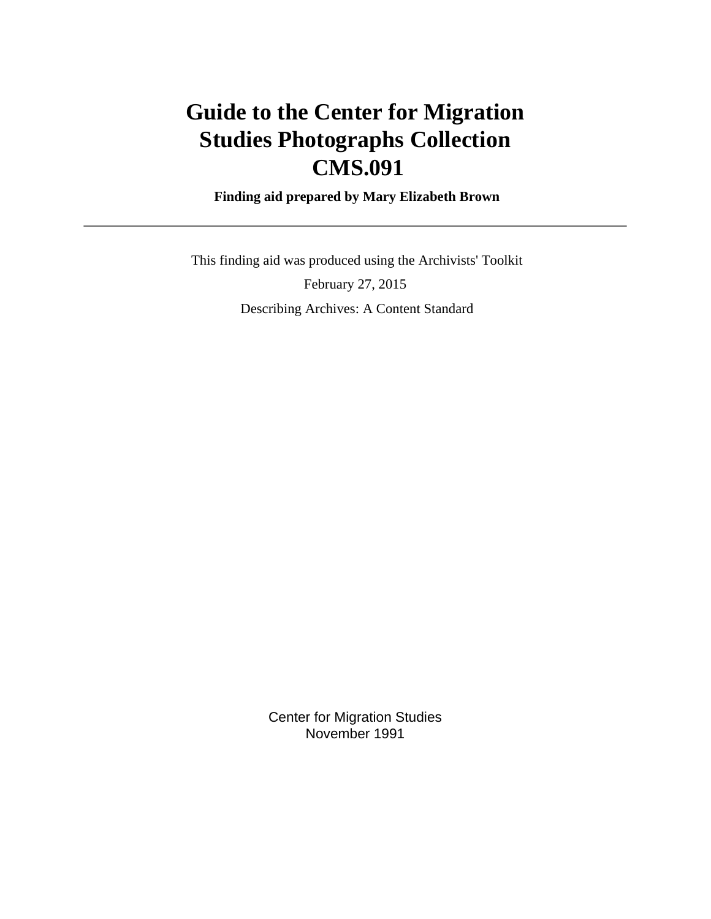# Guide to the Center for Migration Studies Photographs Collection CMS.091

**Finding aid prepared by Mary Elizabeth Brown**

---

This finding aid was produced using the Archivists' Toolkit

February 27, 2015

Describing Archives: A Content Standard

Center for Migration Studies
November 1991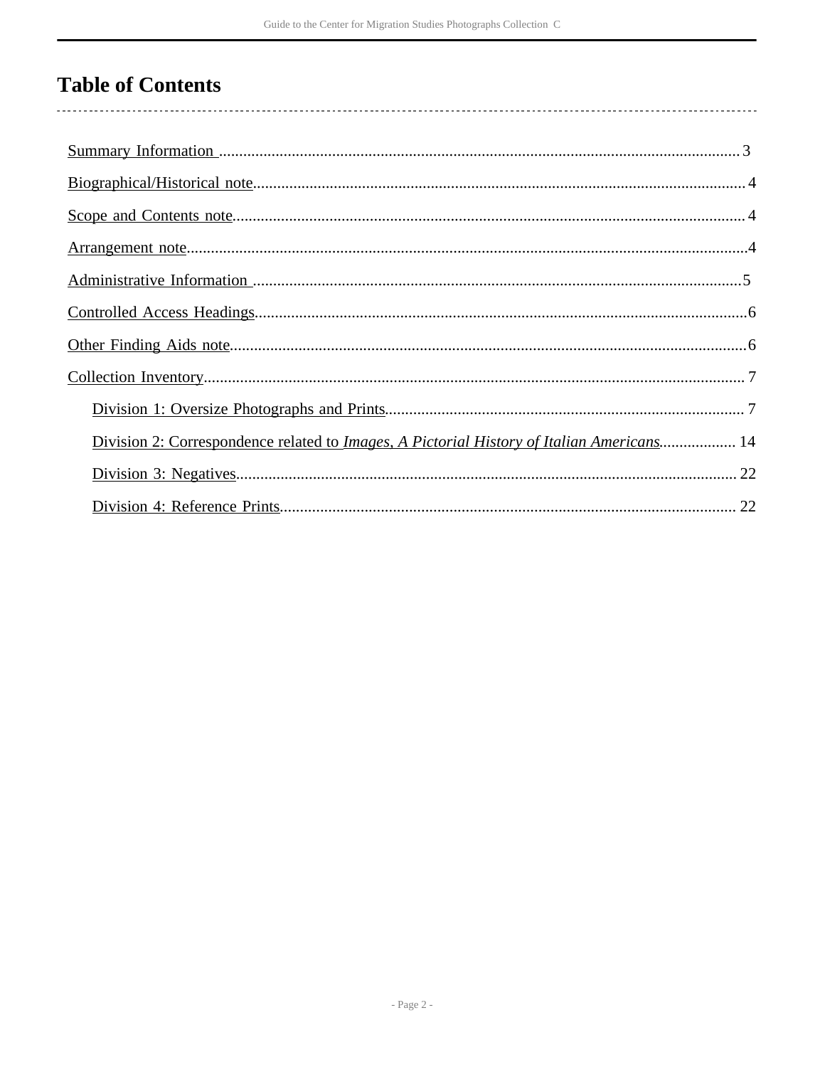# Table of Contents

- Summary Information ...................................................... 3
- Biographical/Historical note ...................................................... 4
- Scope and Contents note ...................................................... 4
- Arrangement note ...................................................... 4
- Administrative Information ...................................................... 5
- Controlled Access Headings ...................................................... 6
- Other Finding Aids note ...................................................... 6
- Collection Inventory ...................................................... 7
    - Division 1: Oversize Photographs and Prints ...................................................... 7
    - Division 2: Correspondence related to *Images, A Pictorial History of Italian Americans* .................. 14
    - Division 3: Negatives ...................................................... 22
    - Division 4: Reference Prints ...................................................... 22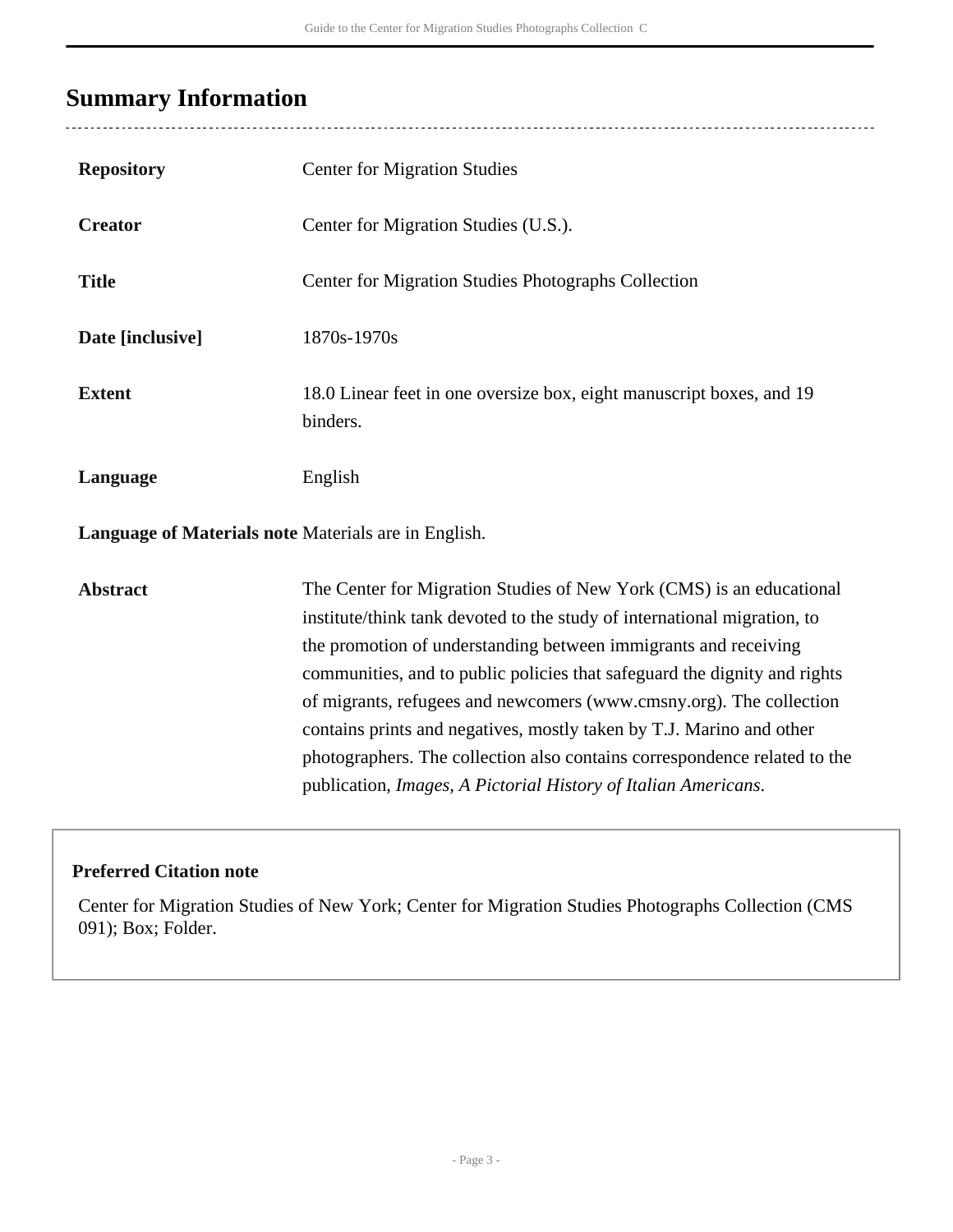## Summary Information

| | |
|---|---|
| **Repository** | Center for Migration Studies |
| **Creator** | Center for Migration Studies (U.S.). |
| **Title** | Center for Migration Studies Photographs Collection |
| **Date [inclusive]** | 1870s-1970s |
| **Extent** | 18.0 Linear feet in one oversize box, eight manuscript boxes, and 19 binders. |
| **Language** | English |
| **Language of Materials note** | Materials are in English. |
| **Abstract** | The Center for Migration Studies of New York (CMS) is an educational institute/think tank devoted to the study of international migration, to the promotion of understanding between immigrants and receiving communities, and to public policies that safeguard the dignity and rights of migrants, refugees and newcomers (www.cmsny.org). The collection contains prints and negatives, mostly taken by T.J. Marino and other photographers. The collection also contains correspondence related to the publication, *Images, A Pictorial History of Italian Americans*. |

**Preferred Citation note**

Center for Migration Studies of New York; Center for Migration Studies Photographs Collection (CMS 091); Box; Folder.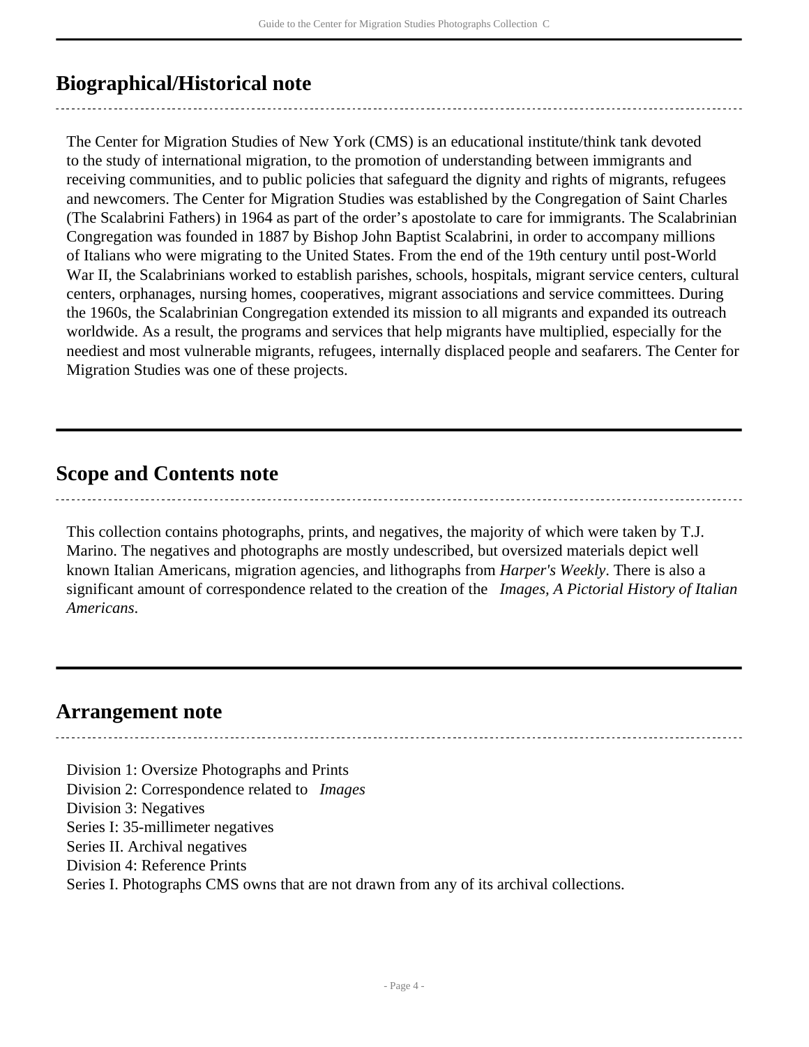## Biographical/Historical note

The Center for Migration Studies of New York (CMS) is an educational institute/think tank devoted to the study of international migration, to the promotion of understanding between immigrants and receiving communities, and to public policies that safeguard the dignity and rights of migrants, refugees and newcomers. The Center for Migration Studies was established by the Congregation of Saint Charles (The Scalabrini Fathers) in 1964 as part of the order's apostolate to care for immigrants. The Scalabrinian Congregation was founded in 1887 by Bishop John Baptist Scalabrini, in order to accompany millions of Italians who were migrating to the United States. From the end of the 19th century until post-World War II, the Scalabrinians worked to establish parishes, schools, hospitals, migrant service centers, cultural centers, orphanages, nursing homes, cooperatives, migrant associations and service committees. During the 1960s, the Scalabrinian Congregation extended its mission to all migrants and expanded its outreach worldwide. As a result, the programs and services that help migrants have multiplied, especially for the neediest and most vulnerable migrants, refugees, internally displaced people and seafarers. The Center for Migration Studies was one of these projects.

## Scope and Contents note

This collection contains photographs, prints, and negatives, the majority of which were taken by T.J. Marino. The negatives and photographs are mostly undescribed, but oversized materials depict well known Italian Americans, migration agencies, and lithographs from *Harper's Weekly*. There is also a significant amount of correspondence related to the creation of the *Images, A Pictorial History of Italian Americans*.

## Arrangement note

Division 1: Oversize Photographs and Prints
Division 2: Correspondence related to *Images*
Division 3: Negatives
Series I: 35-millimeter negatives
Series II. Archival negatives
Division 4: Reference Prints
Series I. Photographs CMS owns that are not drawn from any of its archival collections.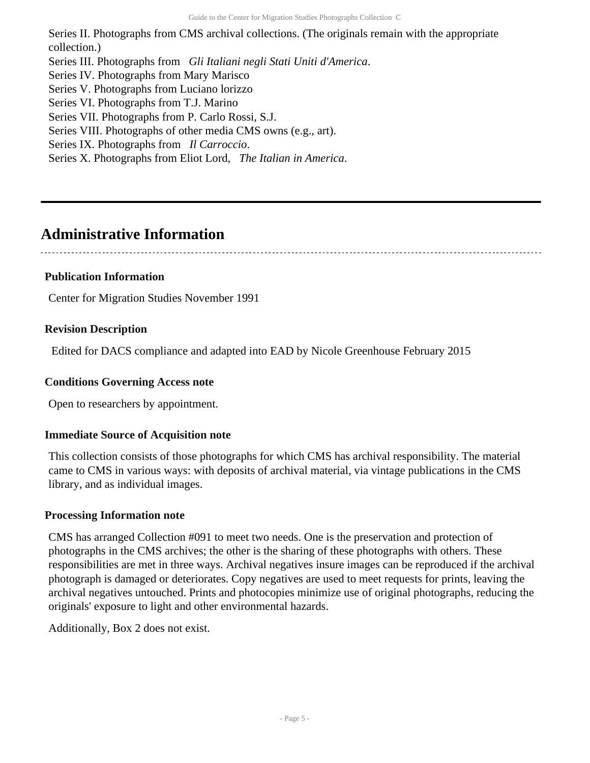Series II. Photographs from CMS archival collections. (The originals remain with the appropriate collection.)
Series III. Photographs from *Gli Italiani negli Stati Uniti d'America*.
Series IV. Photographs from Mary Marisco
Series V. Photographs from Luciano lorizzo
Series VI. Photographs from T.J. Marino
Series VII. Photographs from P. Carlo Rossi, S.J.
Series VIII. Photographs of other media CMS owns (e.g., art).
Series IX. Photographs from *Il Carroccio*.
Series X. Photographs from Eliot Lord, *The Italian in America*.

## Administrative Information

### Publication Information

Center for Migration Studies November 1991

### Revision Description

Edited for DACS compliance and adapted into EAD by Nicole Greenhouse February 2015

### Conditions Governing Access note

Open to researchers by appointment.

### Immediate Source of Acquisition note

This collection consists of those photographs for which CMS has archival responsibility. The material came to CMS in various ways: with deposits of archival material, via vintage publications in the CMS library, and as individual images.

### Processing Information note

CMS has arranged Collection #091 to meet two needs. One is the preservation and protection of photographs in the CMS archives; the other is the sharing of these photographs with others. These responsibilities are met in three ways. Archival negatives insure images can be reproduced if the archival photograph is damaged or deteriorates. Copy negatives are used to meet requests for prints, leaving the archival negatives untouched. Prints and photocopies minimize use of original photographs, reducing the originals' exposure to light and other environmental hazards.

Additionally, Box 2 does not exist.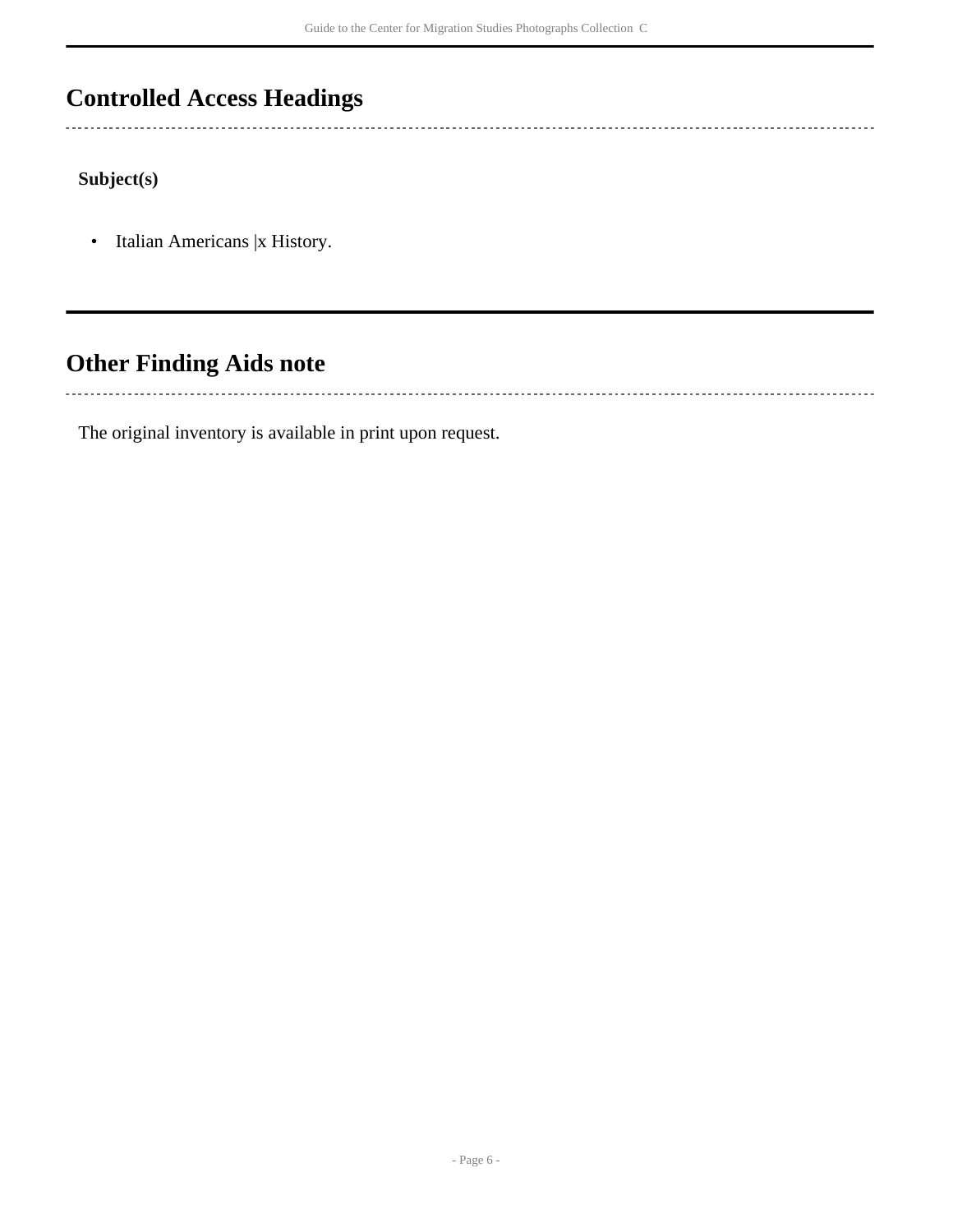## Controlled Access Headings

**Subject(s)**

- Italian Americans |x History.

## Other Finding Aids note

The original inventory is available in print upon request.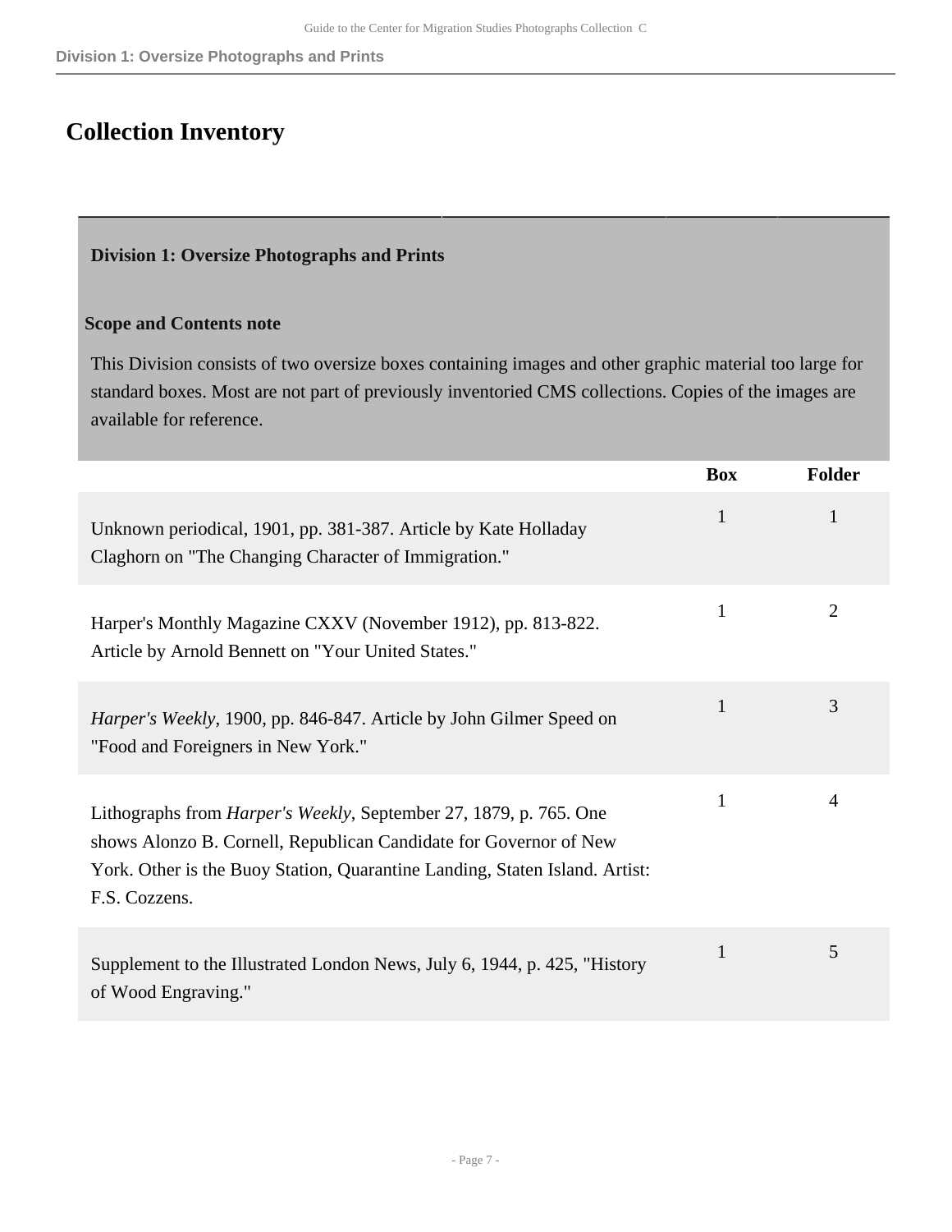# Collection Inventory

### Division 1: Oversize Photographs and Prints

**Scope and Contents note**

This Division consists of two oversize boxes containing images and other graphic material too large for standard boxes. Most are not part of previously inventoried CMS collections. Copies of the images are available for reference.

| | Box | Folder |
|---|---|---|
| Unknown periodical, 1901, pp. 381-387. Article by Kate Holladay Claghorn on "The Changing Character of Immigration." | 1 | 1 |
| Harper's Monthly Magazine CXXV (November 1912), pp. 813-822. Article by Arnold Bennett on "Your United States." | 1 | 2 |
| *Harper's Weekly*, 1900, pp. 846-847. Article by John Gilmer Speed on "Food and Foreigners in New York." | 1 | 3 |
| Lithographs from *Harper's Weekly*, September 27, 1879, p. 765. One shows Alonzo B. Cornell, Republican Candidate for Governor of New York. Other is the Buoy Station, Quarantine Landing, Staten Island. Artist: F.S. Cozzens. | 1 | 4 |
| Supplement to the Illustrated London News, July 6, 1944, p. 425, "History of Wood Engraving." | 1 | 5 |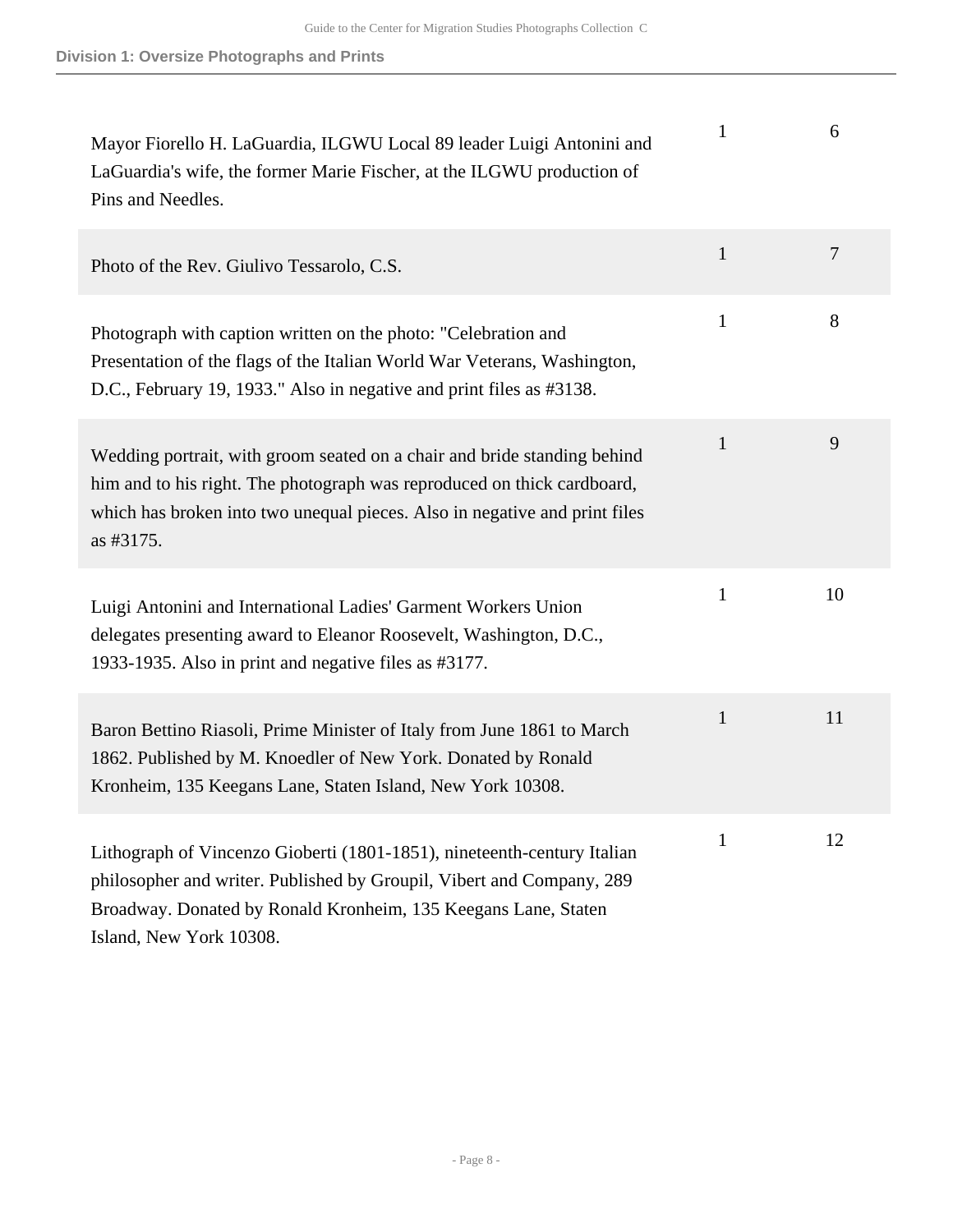## Division 1: Oversize Photographs and Prints

| Description | Box | Folder |
| --- | --- | --- |
| Mayor Fiorello H. LaGuardia, ILGWU Local 89 leader Luigi Antonini and LaGuardia's wife, the former Marie Fischer, at the ILGWU production of Pins and Needles. | 1 | 6 |
| Photo of the Rev. Giulivo Tessarolo, C.S. | 1 | 7 |
| Photograph with caption written on the photo: "Celebration and Presentation of the flags of the Italian World War Veterans, Washington, D.C., February 19, 1933." Also in negative and print files as #3138. | 1 | 8 |
| Wedding portrait, with groom seated on a chair and bride standing behind him and to his right. The photograph was reproduced on thick cardboard, which has broken into two unequal pieces. Also in negative and print files as #3175. | 1 | 9 |
| Luigi Antonini and International Ladies' Garment Workers Union delegates presenting award to Eleanor Roosevelt, Washington, D.C., 1933-1935. Also in print and negative files as #3177. | 1 | 10 |
| Baron Bettino Riasoli, Prime Minister of Italy from June 1861 to March 1862. Published by M. Knoedler of New York. Donated by Ronald Kronheim, 135 Keegans Lane, Staten Island, New York 10308. | 1 | 11 |
| Lithograph of Vincenzo Gioberti (1801-1851), nineteenth-century Italian philosopher and writer. Published by Groupil, Vibert and Company, 289 Broadway. Donated by Ronald Kronheim, 135 Keegans Lane, Staten Island, New York 10308. | 1 | 12 |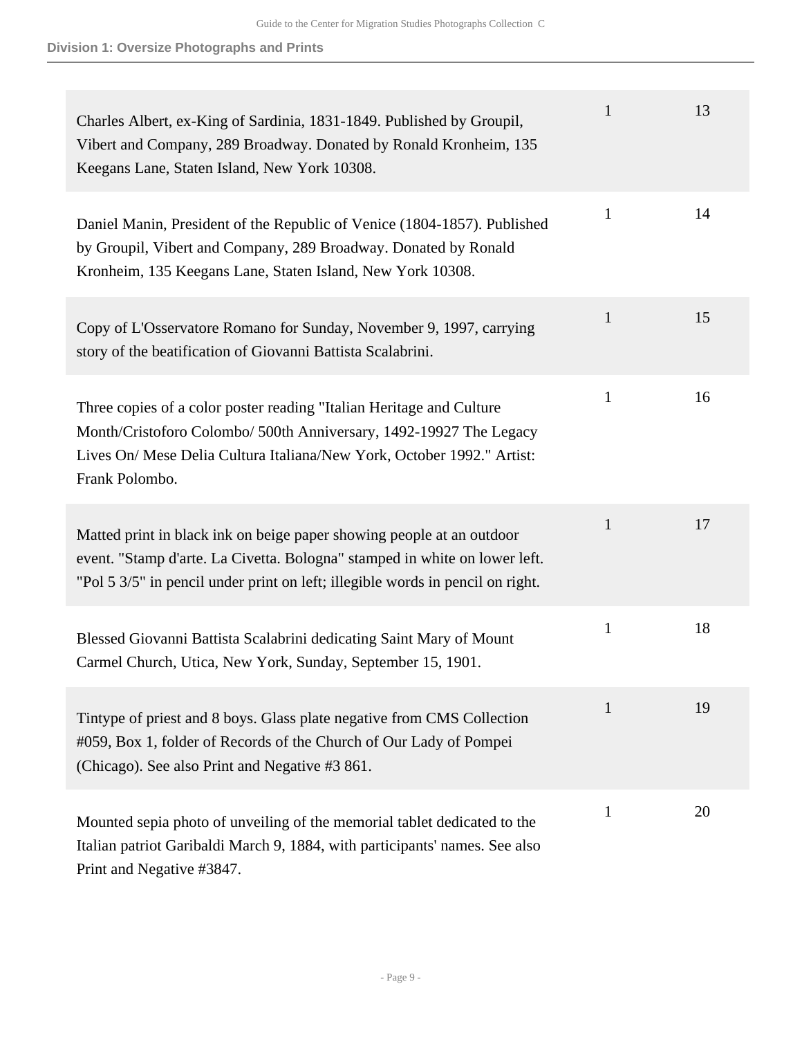**Division 1: Oversize Photographs and Prints**

| | | |
|---|---|---|
| Charles Albert, ex-King of Sardinia, 1831-1849. Published by Groupil, Vibert and Company, 289 Broadway. Donated by Ronald Kronheim, 135 Keegans Lane, Staten Island, New York 10308. | 1 | 13 |
| Daniel Manin, President of the Republic of Venice (1804-1857). Published by Groupil, Vibert and Company, 289 Broadway. Donated by Ronald Kronheim, 135 Keegans Lane, Staten Island, New York 10308. | 1 | 14 |
| Copy of L'Osservatore Romano for Sunday, November 9, 1997, carrying story of the beatification of Giovanni Battista Scalabrini. | 1 | 15 |
| Three copies of a color poster reading "Italian Heritage and Culture Month/Cristoforo Colombo/ 500th Anniversary, 1492-19927 The Legacy Lives On/ Mese Delia Cultura Italiana/New York, October 1992." Artist: Frank Polombo. | 1 | 16 |
| Matted print in black ink on beige paper showing people at an outdoor event. "Stamp d'arte. La Civetta. Bologna" stamped in white on lower left. "Pol 5 3/5" in pencil under print on left; illegible words in pencil on right. | 1 | 17 |
| Blessed Giovanni Battista Scalabrini dedicating Saint Mary of Mount Carmel Church, Utica, New York, Sunday, September 15, 1901. | 1 | 18 |
| Tintype of priest and 8 boys. Glass plate negative from CMS Collection #059, Box 1, folder of Records of the Church of Our Lady of Pompei (Chicago). See also Print and Negative #3 861. | 1 | 19 |
| Mounted sepia photo of unveiling of the memorial tablet dedicated to the Italian patriot Garibaldi March 9, 1884, with participants' names. See also Print and Negative #3847. | 1 | 20 |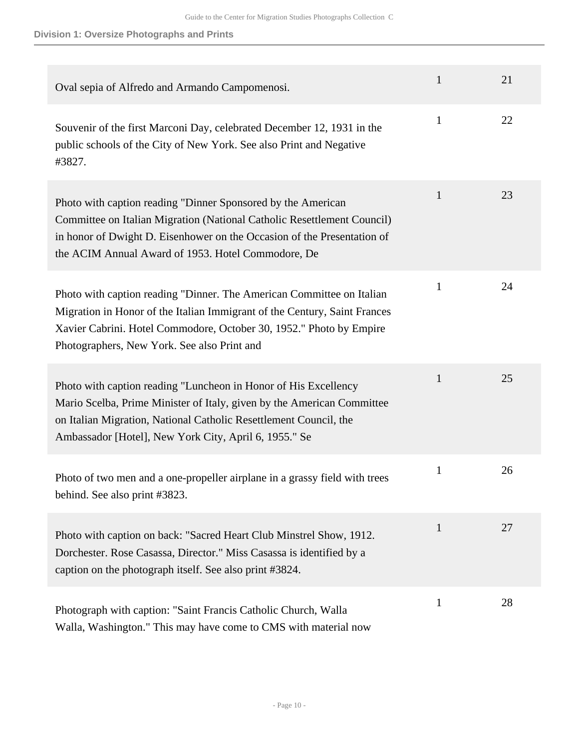| Description | Box | Folder |
|---|---|---|
| Oval sepia of Alfredo and Armando Campomenosi. | 1 | 21 |
| Souvenir of the first Marconi Day, celebrated December 12, 1931 in the public schools of the City of New York. See also Print and Negative #3827. | 1 | 22 |
| Photo with caption reading "Dinner Sponsored by the American Committee on Italian Migration (National Catholic Resettlement Council) in honor of Dwight D. Eisenhower on the Occasion of the Presentation of the ACIM Annual Award of 1953. Hotel Commodore, De | 1 | 23 |
| Photo with caption reading "Dinner. The American Committee on Italian Migration in Honor of the Italian Immigrant of the Century, Saint Frances Xavier Cabrini. Hotel Commodore, October 30, 1952." Photo by Empire Photographers, New York. See also Print and | 1 | 24 |
| Photo with caption reading "Luncheon in Honor of His Excellency Mario Scelba, Prime Minister of Italy, given by the American Committee on Italian Migration, National Catholic Resettlement Council, the Ambassador [Hotel], New York City, April 6, 1955." Se | 1 | 25 |
| Photo of two men and a one-propeller airplane in a grassy field with trees behind. See also print #3823. | 1 | 26 |
| Photo with caption on back: "Sacred Heart Club Minstrel Show, 1912. Dorchester. Rose Casassa, Director." Miss Casassa is identified by a caption on the photograph itself. See also print #3824. | 1 | 27 |
| Photograph with caption: "Saint Francis Catholic Church, Walla Walla, Washington." This may have come to CMS with material now | 1 | 28 |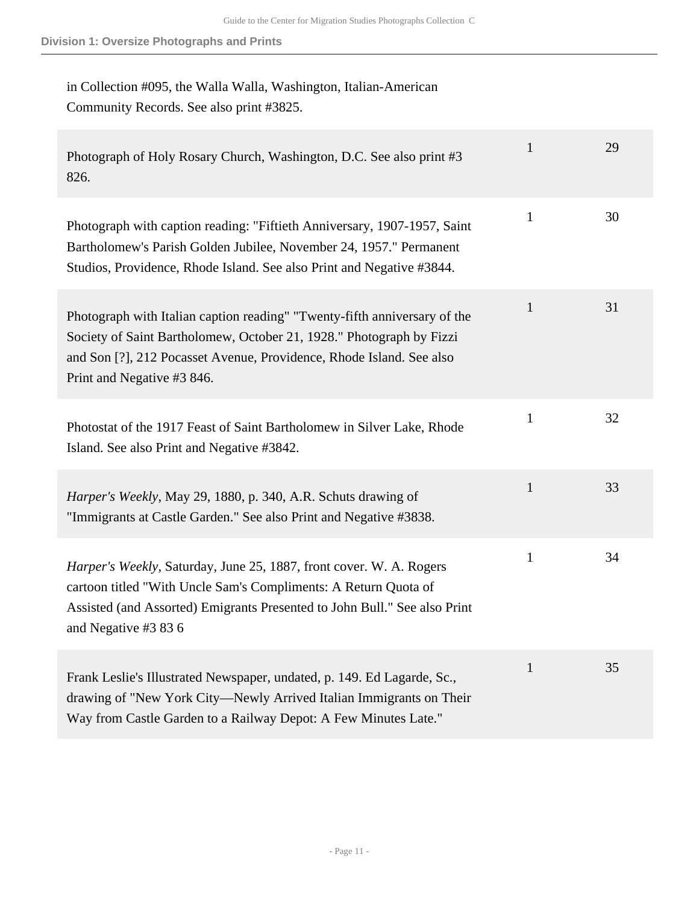in Collection #095, the Walla Walla, Washington, Italian-American Community Records. See also print #3825.

| | | |
|---|---|---|
| Photograph of Holy Rosary Church, Washington, D.C. See also print #3 826. | 1 | 29 |
| Photograph with caption reading: "Fiftieth Anniversary, 1907-1957, Saint Bartholomew's Parish Golden Jubilee, November 24, 1957." Permanent Studios, Providence, Rhode Island. See also Print and Negative #3844. | 1 | 30 |
| Photograph with Italian caption reading" "Twenty-fifth anniversary of the Society of Saint Bartholomew, October 21, 1928." Photograph by Fizzi and Son [?], 212 Pocasset Avenue, Providence, Rhode Island. See also Print and Negative #3 846. | 1 | 31 |
| Photostat of the 1917 Feast of Saint Bartholomew in Silver Lake, Rhode Island. See also Print and Negative #3842. | 1 | 32 |
| *Harper's Weekly*, May 29, 1880, p. 340, A.R. Schuts drawing of "Immigrants at Castle Garden." See also Print and Negative #3838. | 1 | 33 |
| *Harper's Weekly*, Saturday, June 25, 1887, front cover. W. A. Rogers cartoon titled "With Uncle Sam's Compliments: A Return Quota of Assisted (and Assorted) Emigrants Presented to John Bull." See also Print and Negative #3 83 6 | 1 | 34 |
| Frank Leslie's Illustrated Newspaper, undated, p. 149. Ed Lagarde, Sc., drawing of "New York City—Newly Arrived Italian Immigrants on Their Way from Castle Garden to a Railway Depot: A Few Minutes Late." | 1 | 35 |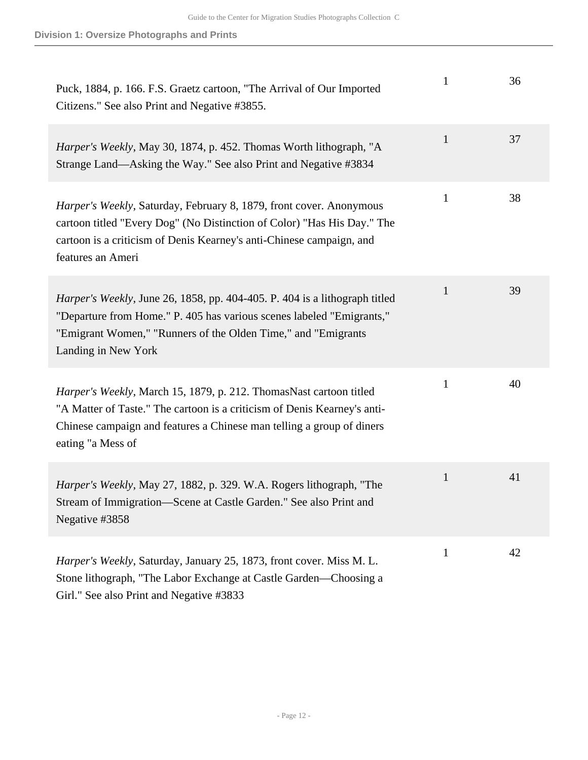### Division 1: Oversize Photographs and Prints

| Description | Box | Folder |
| --- | --- | --- |
| Puck, 1884, p. 166. F.S. Graetz cartoon, "The Arrival of Our Imported Citizens." See also Print and Negative #3855. | 1 | 36 |
| *Harper's Weekly*, May 30, 1874, p. 452. Thomas Worth lithograph, "A Strange Land—Asking the Way." See also Print and Negative #3834 | 1 | 37 |
| *Harper's Weekly*, Saturday, February 8, 1879, front cover. Anonymous cartoon titled "Every Dog" (No Distinction of Color) "Has His Day." The cartoon is a criticism of Denis Kearney's anti-Chinese campaign, and features an Ameri | 1 | 38 |
| *Harper's Weekly*, June 26, 1858, pp. 404-405. P. 404 is a lithograph titled "Departure from Home." P. 405 has various scenes labeled "Emigrants," "Emigrant Women," "Runners of the Olden Time," and "Emigrants Landing in New York | 1 | 39 |
| *Harper's Weekly*, March 15, 1879, p. 212. ThomasNast cartoon titled "A Matter of Taste." The cartoon is a criticism of Denis Kearney's anti-Chinese campaign and features a Chinese man telling a group of diners eating "a Mess of | 1 | 40 |
| *Harper's Weekly*, May 27, 1882, p. 329. W.A. Rogers lithograph, "The Stream of Immigration—Scene at Castle Garden." See also Print and Negative #3858 | 1 | 41 |
| *Harper's Weekly*, Saturday, January 25, 1873, front cover. Miss M. L. Stone lithograph, "The Labor Exchange at Castle Garden—Choosing a Girl." See also Print and Negative #3833 | 1 | 42 |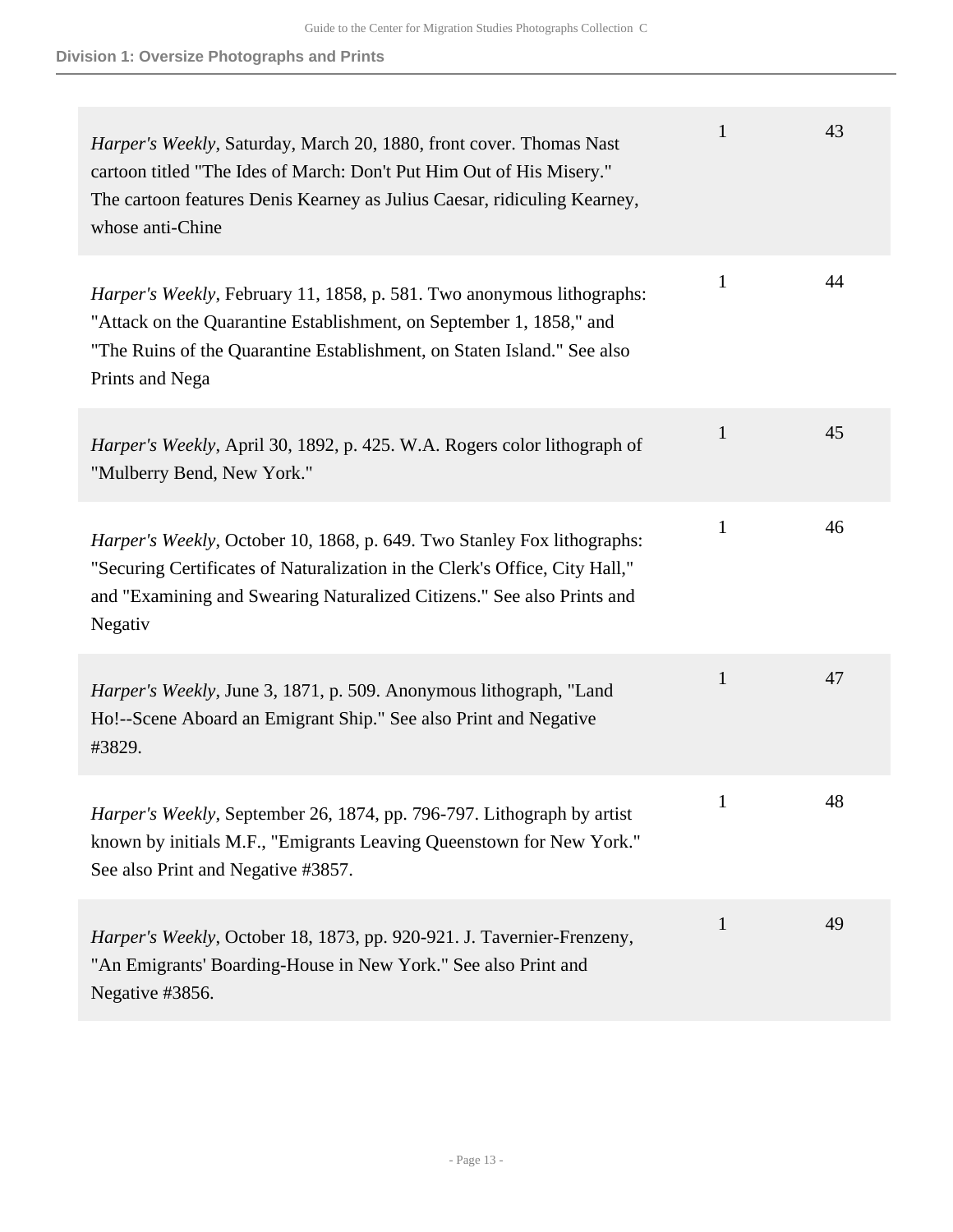## Division 1: Oversize Photographs and Prints

| | | |
|---|---|---|
| *Harper's Weekly*, Saturday, March 20, 1880, front cover. Thomas Nast cartoon titled "The Ides of March: Don't Put Him Out of His Misery." The cartoon features Denis Kearney as Julius Caesar, ridiculing Kearney, whose anti-Chine | 1 | 43 |
| *Harper's Weekly*, February 11, 1858, p. 581. Two anonymous lithographs: "Attack on the Quarantine Establishment, on September 1, 1858," and "The Ruins of the Quarantine Establishment, on Staten Island." See also Prints and Nega | 1 | 44 |
| *Harper's Weekly*, April 30, 1892, p. 425. W.A. Rogers color lithograph of "Mulberry Bend, New York." | 1 | 45 |
| *Harper's Weekly*, October 10, 1868, p. 649. Two Stanley Fox lithographs: "Securing Certificates of Naturalization in the Clerk's Office, City Hall," and "Examining and Swearing Naturalized Citizens." See also Prints and Negativ | 1 | 46 |
| *Harper's Weekly*, June 3, 1871, p. 509. Anonymous lithograph, "Land Ho!--Scene Aboard an Emigrant Ship." See also Print and Negative #3829. | 1 | 47 |
| *Harper's Weekly*, September 26, 1874, pp. 796-797. Lithograph by artist known by initials M.F., "Emigrants Leaving Queenstown for New York." See also Print and Negative #3857. | 1 | 48 |
| *Harper's Weekly*, October 18, 1873, pp. 920-921. J. Tavernier-Frenzeny, "An Emigrants' Boarding-House in New York." See also Print and Negative #3856. | 1 | 49 |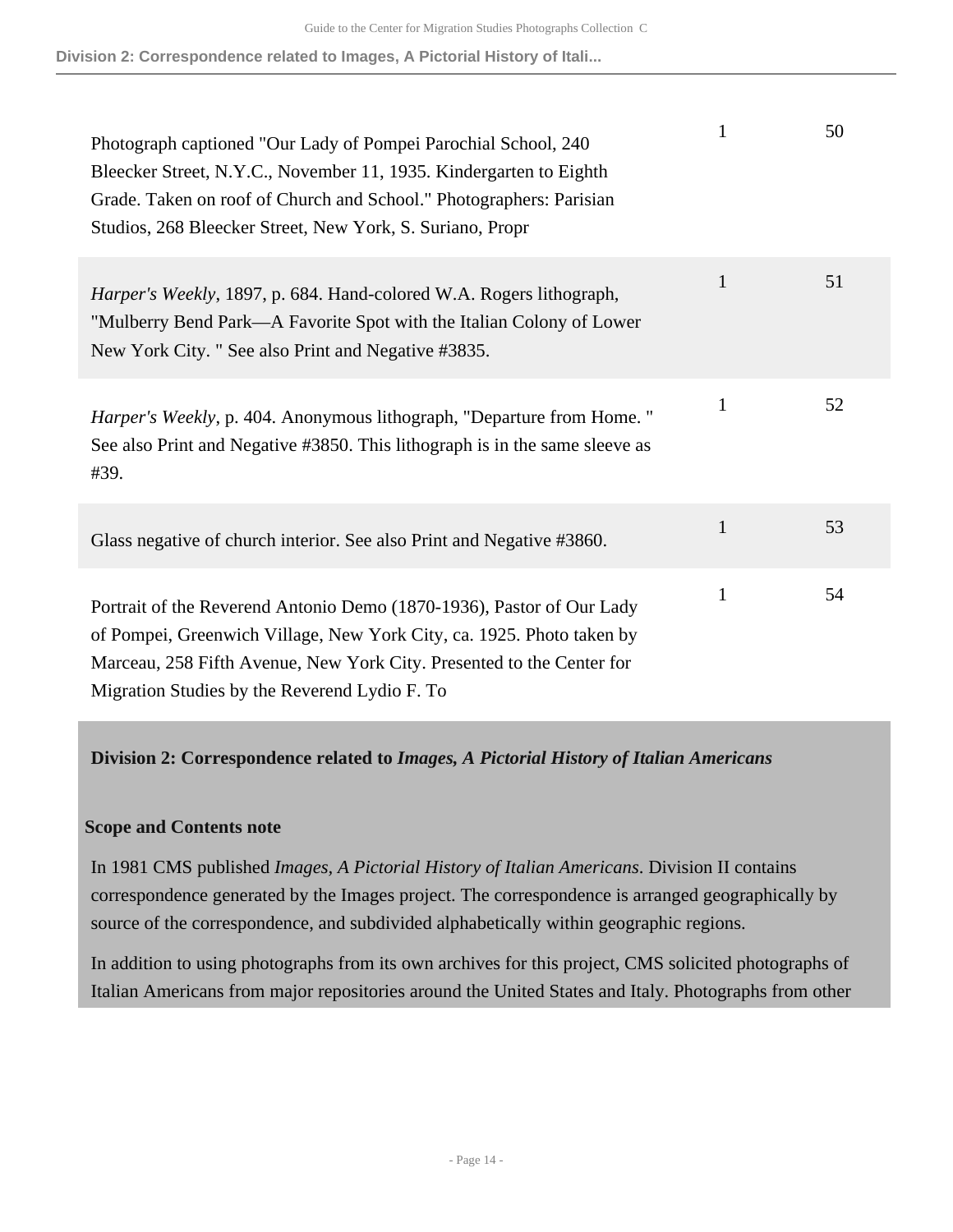| | | |
|---|---|---|
| Photograph captioned "Our Lady of Pompei Parochial School, 240 Bleecker Street, N.Y.C., November 11, 1935. Kindergarten to Eighth Grade. Taken on roof of Church and School." Photographers: Parisian Studios, 268 Bleecker Street, New York, S. Suriano, Propr | 1 | 50 |
| *Harper's Weekly*, 1897, p. 684. Hand-colored W.A. Rogers lithograph, "Mulberry Bend Park—A Favorite Spot with the Italian Colony of Lower New York City. " See also Print and Negative #3835. | 1 | 51 |
| *Harper's Weekly*, p. 404. Anonymous lithograph, "Departure from Home. " See also Print and Negative #3850. This lithograph is in the same sleeve as #39. | 1 | 52 |
| Glass negative of church interior. See also Print and Negative #3860. | 1 | 53 |
| Portrait of the Reverend Antonio Demo (1870-1936), Pastor of Our Lady of Pompei, Greenwich Village, New York City, ca. 1925. Photo taken by Marceau, 258 Fifth Avenue, New York City. Presented to the Center for Migration Studies by the Reverend Lydio F. To | 1 | 54 |

## Division 2: Correspondence related to *Images, A Pictorial History of Italian Americans*

### Scope and Contents note

In 1981 CMS published *Images, A Pictorial History of Italian Americans*. Division II contains correspondence generated by the Images project. The correspondence is arranged geographically by source of the correspondence, and subdivided alphabetically within geographic regions.

In addition to using photographs from its own archives for this project, CMS solicited photographs of Italian Americans from major repositories around the United States and Italy. Photographs from other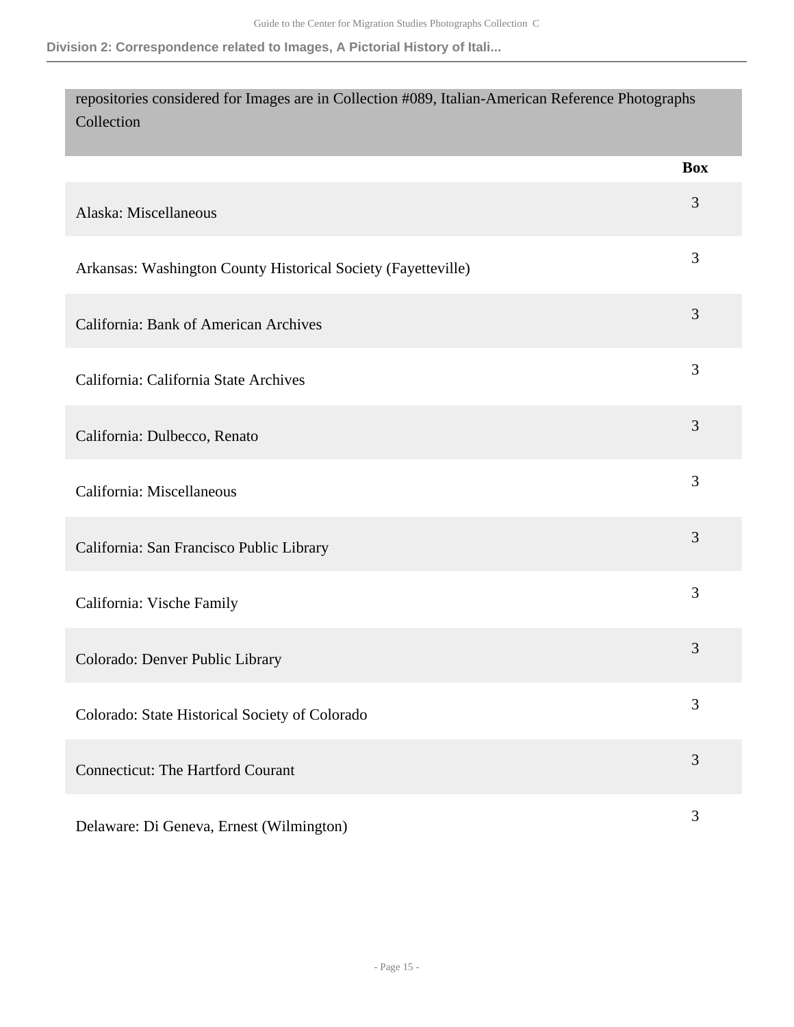repositories considered for Images are in Collection #089, Italian-American Reference Photographs Collection

| | Box |
|---|---|
| Alaska: Miscellaneous | 3 |
| Arkansas: Washington County Historical Society (Fayetteville) | 3 |
| California: Bank of American Archives | 3 |
| California: California State Archives | 3 |
| California: Dulbecco, Renato | 3 |
| California: Miscellaneous | 3 |
| California: San Francisco Public Library | 3 |
| California: Vische Family | 3 |
| Colorado: Denver Public Library | 3 |
| Colorado: State Historical Society of Colorado | 3 |
| Connecticut: The Hartford Courant | 3 |
| Delaware: Di Geneva, Ernest (Wilmington) | 3 |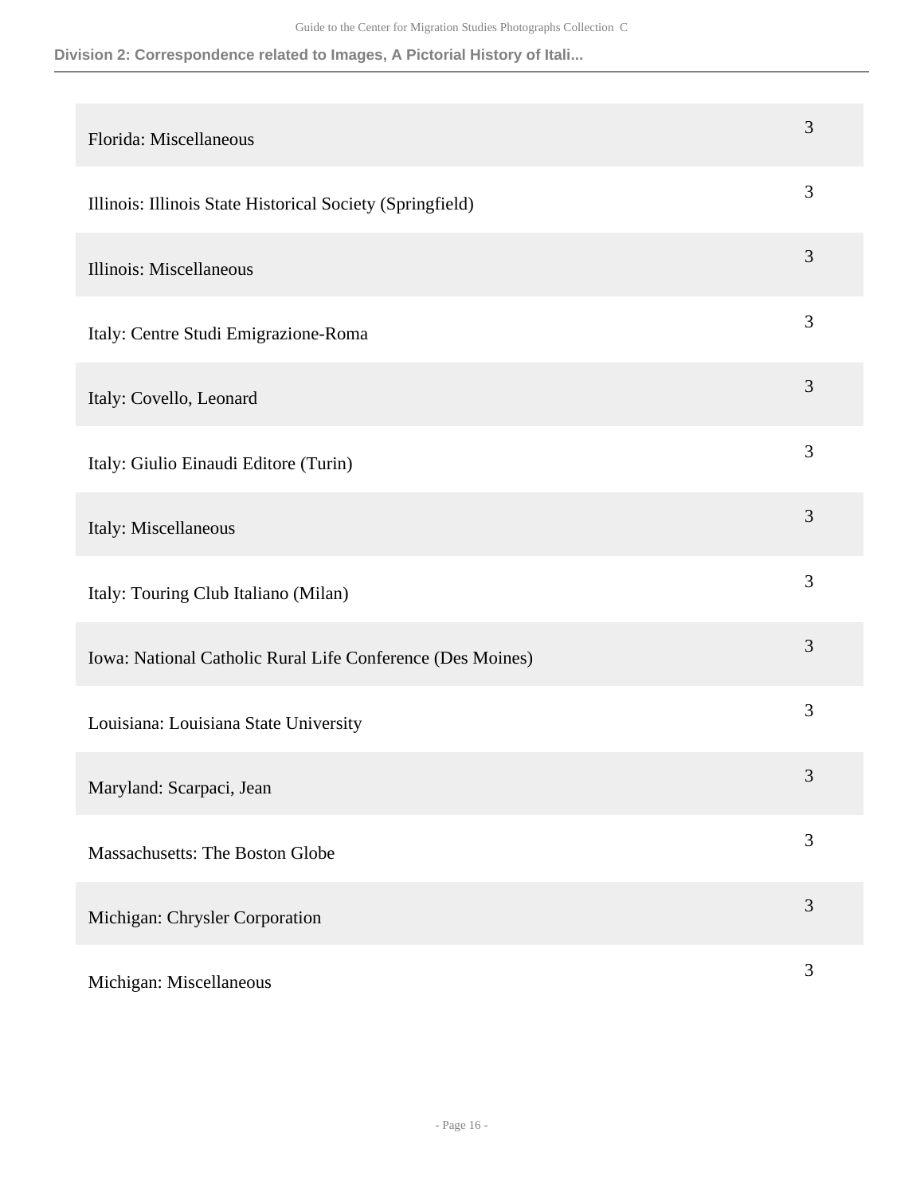| | |
|---|---|
| Florida: Miscellaneous | 3 |
| Illinois: Illinois State Historical Society (Springfield) | 3 |
| Illinois: Miscellaneous | 3 |
| Italy: Centre Studi Emigrazione-Roma | 3 |
| Italy: Covello, Leonard | 3 |
| Italy: Giulio Einaudi Editore (Turin) | 3 |
| Italy: Miscellaneous | 3 |
| Italy: Touring Club Italiano (Milan) | 3 |
| Iowa: National Catholic Rural Life Conference (Des Moines) | 3 |
| Louisiana: Louisiana State University | 3 |
| Maryland: Scarpaci, Jean | 3 |
| Massachusetts: The Boston Globe | 3 |
| Michigan: Chrysler Corporation | 3 |
| Michigan: Miscellaneous | 3 |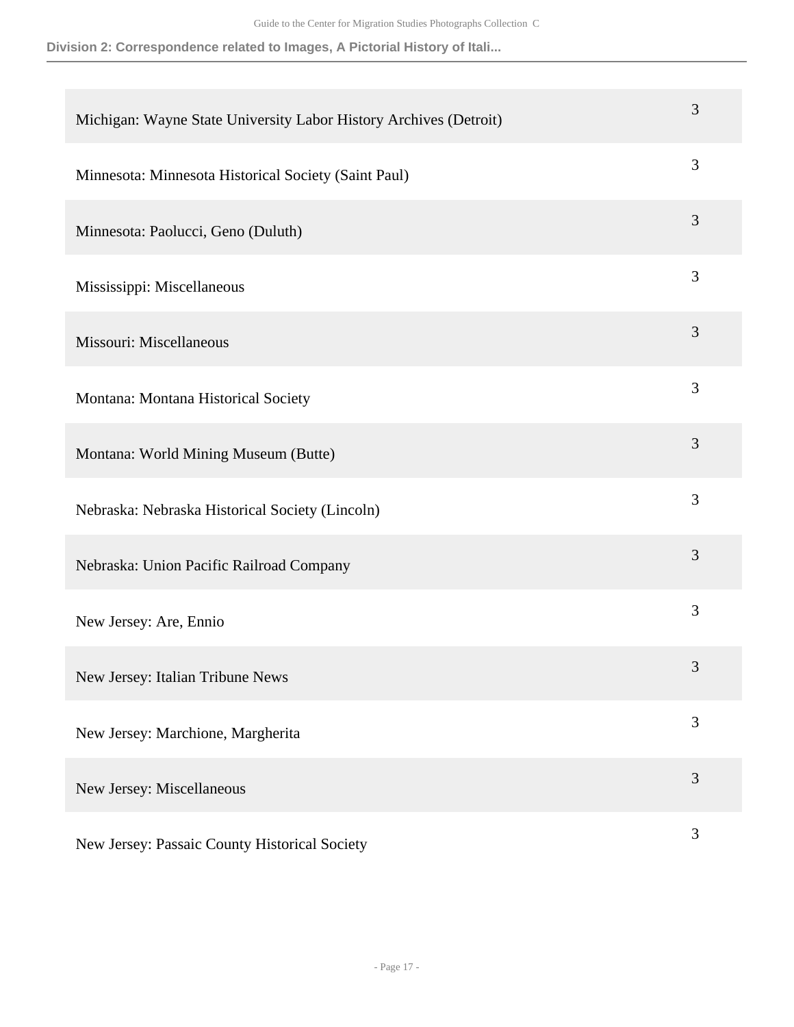| | |
|---|---|
| Michigan: Wayne State University Labor History Archives (Detroit) | 3 |
| Minnesota: Minnesota Historical Society (Saint Paul) | 3 |
| Minnesota: Paolucci, Geno (Duluth) | 3 |
| Mississippi: Miscellaneous | 3 |
| Missouri: Miscellaneous | 3 |
| Montana: Montana Historical Society | 3 |
| Montana: World Mining Museum (Butte) | 3 |
| Nebraska: Nebraska Historical Society (Lincoln) | 3 |
| Nebraska: Union Pacific Railroad Company | 3 |
| New Jersey: Are, Ennio | 3 |
| New Jersey: Italian Tribune News | 3 |
| New Jersey: Marchione, Margherita | 3 |
| New Jersey: Miscellaneous | 3 |
| New Jersey: Passaic County Historical Society | 3 |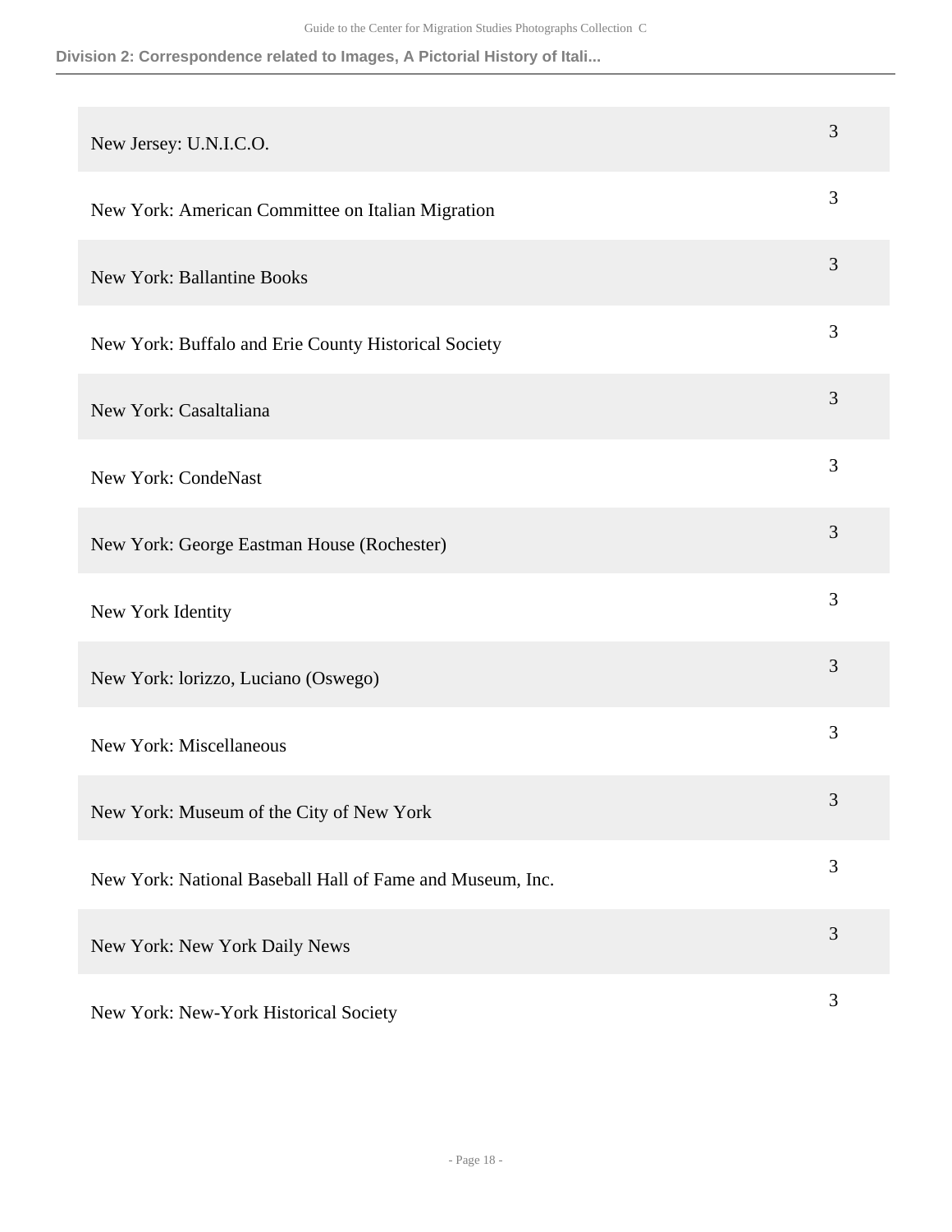## Division 2: Correspondence related to Images, A Pictorial History of Itali...

| | |
|---|---|
| New Jersey: U.N.I.C.O. | 3 |
| New York: American Committee on Italian Migration | 3 |
| New York: Ballantine Books | 3 |
| New York: Buffalo and Erie County Historical Society | 3 |
| New York: Casaltaliana | 3 |
| New York: CondeNast | 3 |
| New York: George Eastman House (Rochester) | 3 |
| New York Identity | 3 |
| New York: lorizzo, Luciano (Oswego) | 3 |
| New York: Miscellaneous | 3 |
| New York: Museum of the City of New York | 3 |
| New York: National Baseball Hall of Fame and Museum, Inc. | 3 |
| New York: New York Daily News | 3 |
| New York: New-York Historical Society | 3 |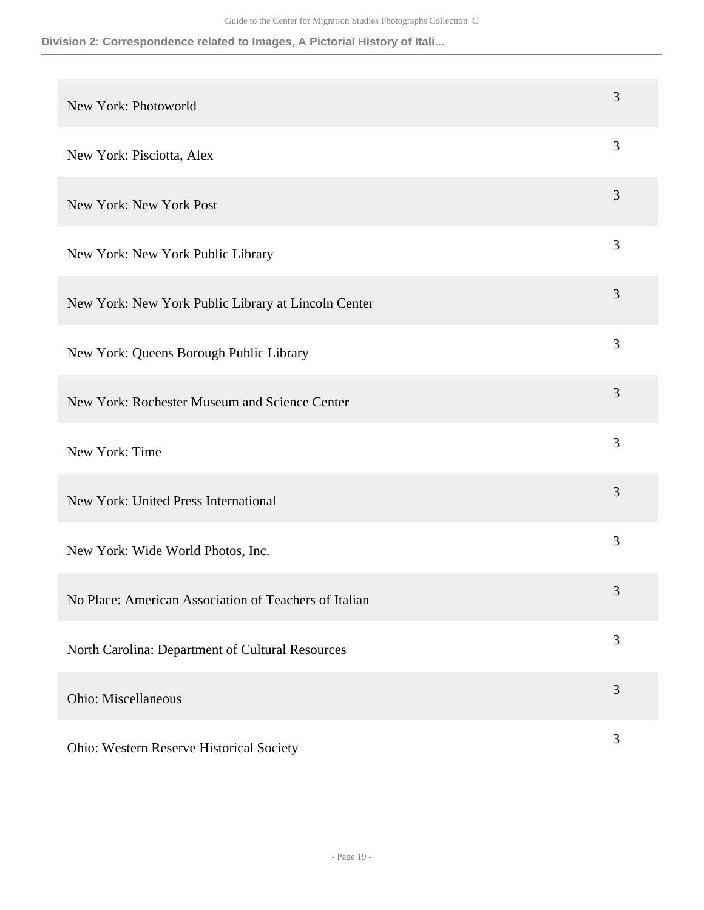| | |
|---|---|
| New York: Photoworld | 3 |
| New York: Pisciotta, Alex | 3 |
| New York: New York Post | 3 |
| New York: New York Public Library | 3 |
| New York: New York Public Library at Lincoln Center | 3 |
| New York: Queens Borough Public Library | 3 |
| New York: Rochester Museum and Science Center | 3 |
| New York: Time | 3 |
| New York: United Press International | 3 |
| New York: Wide World Photos, Inc. | 3 |
| No Place: American Association of Teachers of Italian | 3 |
| North Carolina: Department of Cultural Resources | 3 |
| Ohio: Miscellaneous | 3 |
| Ohio: Western Reserve Historical Society | 3 |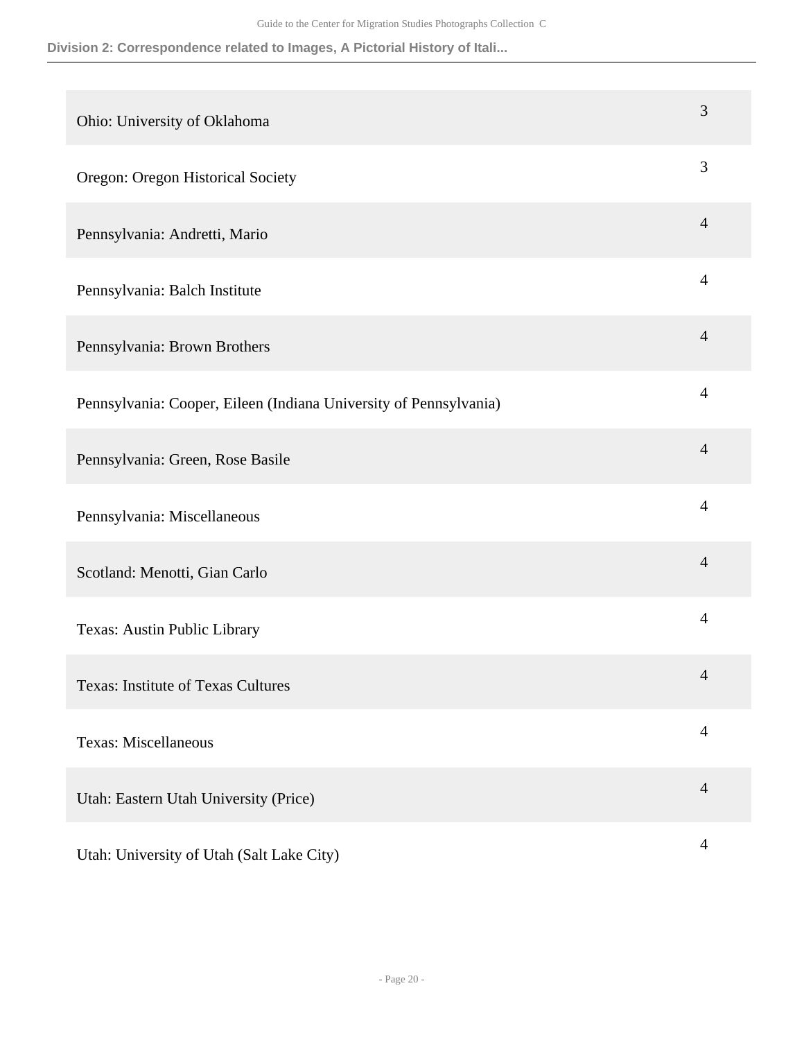**Division 2: Correspondence related to Images, A Pictorial History of Itali...**

| | |
|---|---|
| Ohio: University of Oklahoma | 3 |
| Oregon: Oregon Historical Society | 3 |
| Pennsylvania: Andretti, Mario | 4 |
| Pennsylvania: Balch Institute | 4 |
| Pennsylvania: Brown Brothers | 4 |
| Pennsylvania: Cooper, Eileen (Indiana University of Pennsylvania) | 4 |
| Pennsylvania: Green, Rose Basile | 4 |
| Pennsylvania: Miscellaneous | 4 |
| Scotland: Menotti, Gian Carlo | 4 |
| Texas: Austin Public Library | 4 |
| Texas: Institute of Texas Cultures | 4 |
| Texas: Miscellaneous | 4 |
| Utah: Eastern Utah University (Price) | 4 |
| Utah: University of Utah (Salt Lake City) | 4 |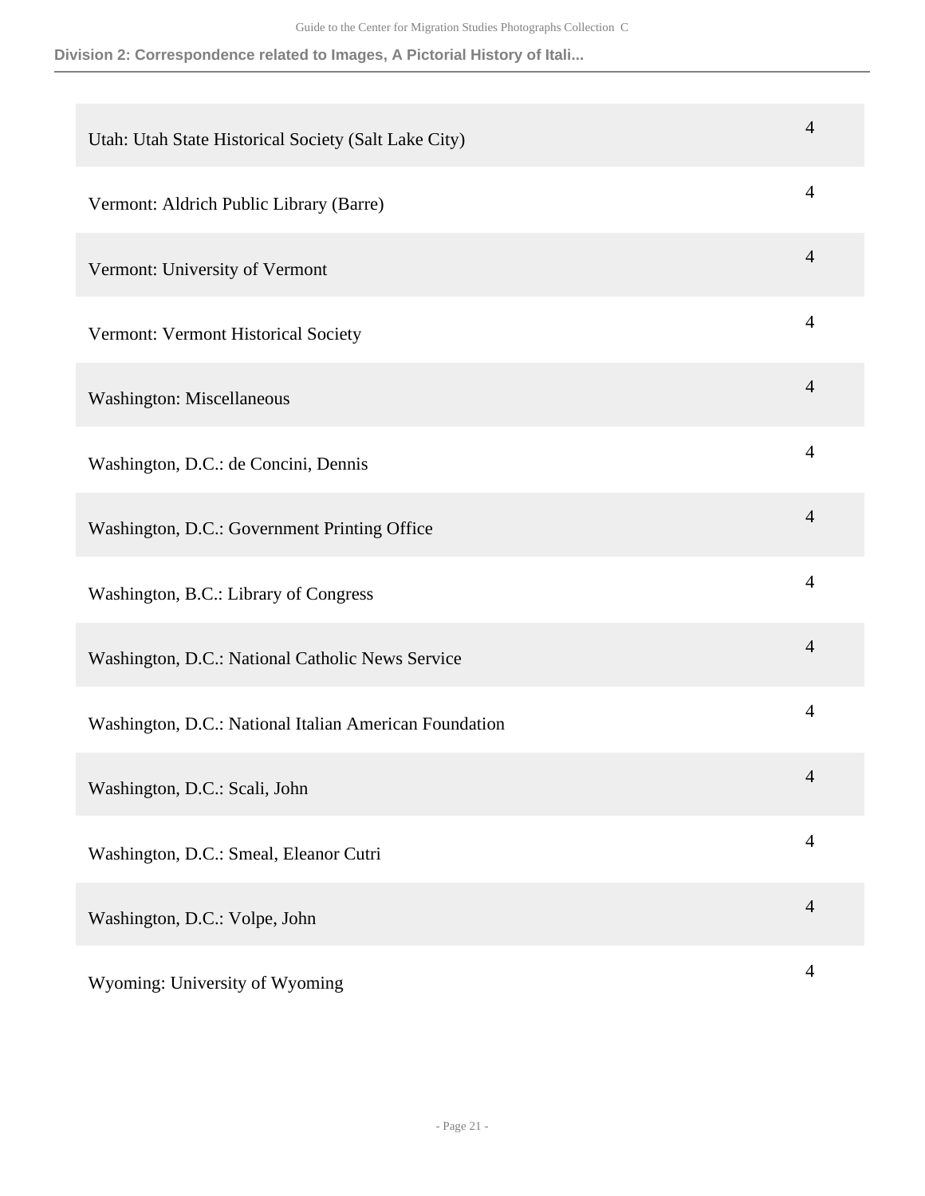| | |
|---|---|
| Utah: Utah State Historical Society (Salt Lake City) | 4 |
| Vermont: Aldrich Public Library (Barre) | 4 |
| Vermont: University of Vermont | 4 |
| Vermont: Vermont Historical Society | 4 |
| Washington: Miscellaneous | 4 |
| Washington, D.C.: de Concini, Dennis | 4 |
| Washington, D.C.: Government Printing Office | 4 |
| Washington, B.C.: Library of Congress | 4 |
| Washington, D.C.: National Catholic News Service | 4 |
| Washington, D.C.: National Italian American Foundation | 4 |
| Washington, D.C.: Scali, John | 4 |
| Washington, D.C.: Smeal, Eleanor Cutri | 4 |
| Washington, D.C.: Volpe, John | 4 |
| Wyoming: University of Wyoming | 4 |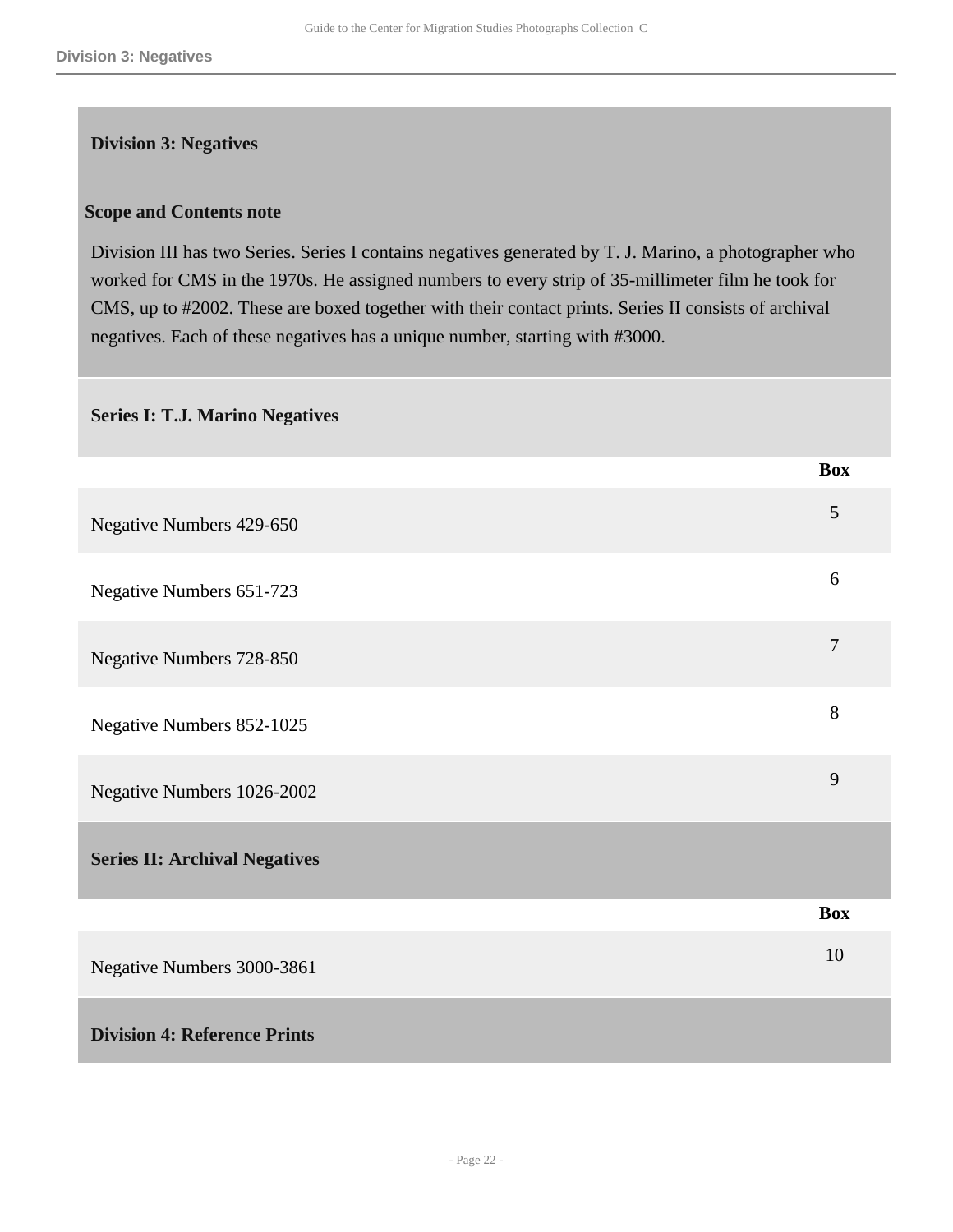## Division 3: Negatives

### Scope and Contents note

Division III has two Series. Series I contains negatives generated by T. J. Marino, a photographer who worked for CMS in the 1970s. He assigned numbers to every strip of 35-millimeter film he took for CMS, up to #2002. These are boxed together with their contact prints. Series II consists of archival negatives. Each of these negatives has a unique number, starting with #3000.

### Series I: T.J. Marino Negatives

| | Box |
|---|---|
| Negative Numbers 429-650 | 5 |
| Negative Numbers 651-723 | 6 |
| Negative Numbers 728-850 | 7 |
| Negative Numbers 852-1025 | 8 |
| Negative Numbers 1026-2002 | 9 |

### Series II: Archival Negatives

| | Box |
|---|---|
| Negative Numbers 3000-3861 | 10 |

## Division 4: Reference Prints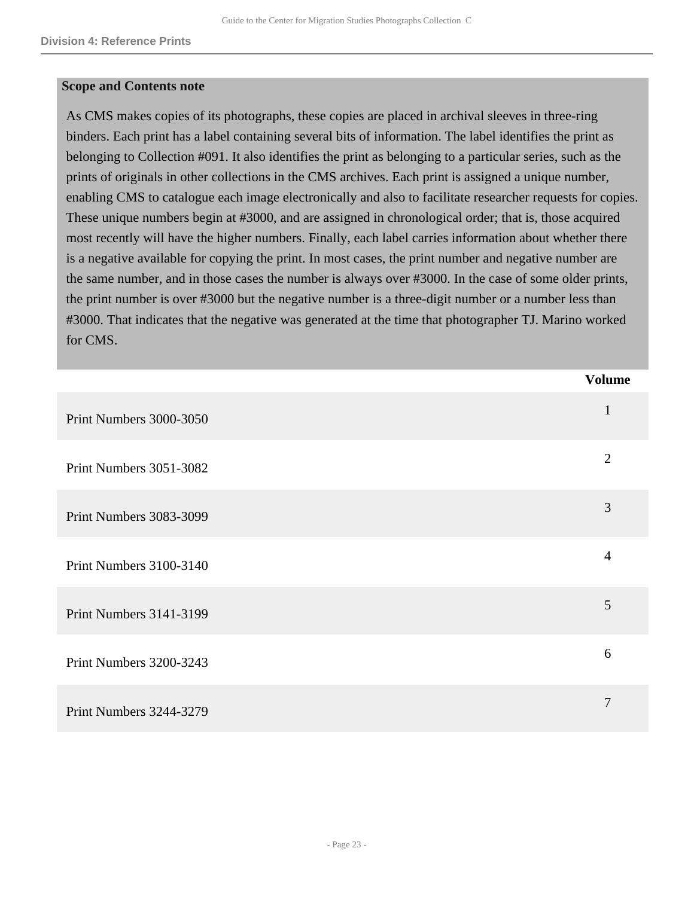## Division 4: Reference Prints

**Scope and Contents note**

As CMS makes copies of its photographs, these copies are placed in archival sleeves in three-ring binders. Each print has a label containing several bits of information. The label identifies the print as belonging to Collection #091. It also identifies the print as belonging to a particular series, such as the prints of originals in other collections in the CMS archives. Each print is assigned a unique number, enabling CMS to catalogue each image electronically and also to facilitate researcher requests for copies. These unique numbers begin at #3000, and are assigned in chronological order; that is, those acquired most recently will have the higher numbers. Finally, each label carries information about whether there is a negative available for copying the print. In most cases, the print number and negative number are the same number, and in those cases the number is always over #3000. In the case of some older prints, the print number is over #3000 but the negative number is a three-digit number or a number less than #3000. That indicates that the negative was generated at the time that photographer TJ. Marino worked for CMS.

| | Volume |
|---|---|
| Print Numbers 3000-3050 | 1 |
| Print Numbers 3051-3082 | 2 |
| Print Numbers 3083-3099 | 3 |
| Print Numbers 3100-3140 | 4 |
| Print Numbers 3141-3199 | 5 |
| Print Numbers 3200-3243 | 6 |
| Print Numbers 3244-3279 | 7 |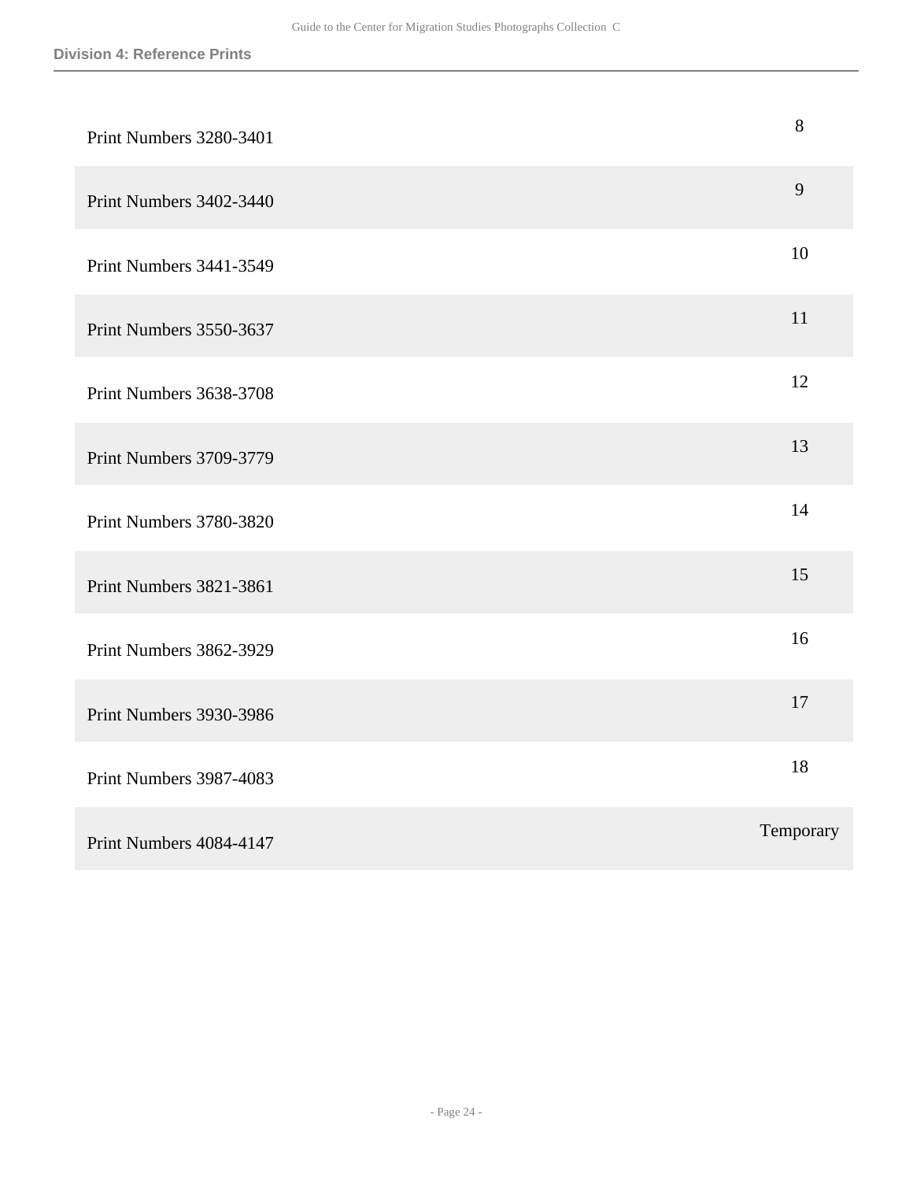| | |
|---|---|
| Print Numbers 3280-3401 | 8 |
| Print Numbers 3402-3440 | 9 |
| Print Numbers 3441-3549 | 10 |
| Print Numbers 3550-3637 | 11 |
| Print Numbers 3638-3708 | 12 |
| Print Numbers 3709-3779 | 13 |
| Print Numbers 3780-3820 | 14 |
| Print Numbers 3821-3861 | 15 |
| Print Numbers 3862-3929 | 16 |
| Print Numbers 3930-3986 | 17 |
| Print Numbers 3987-4083 | 18 |
| Print Numbers 4084-4147 | Temporary |